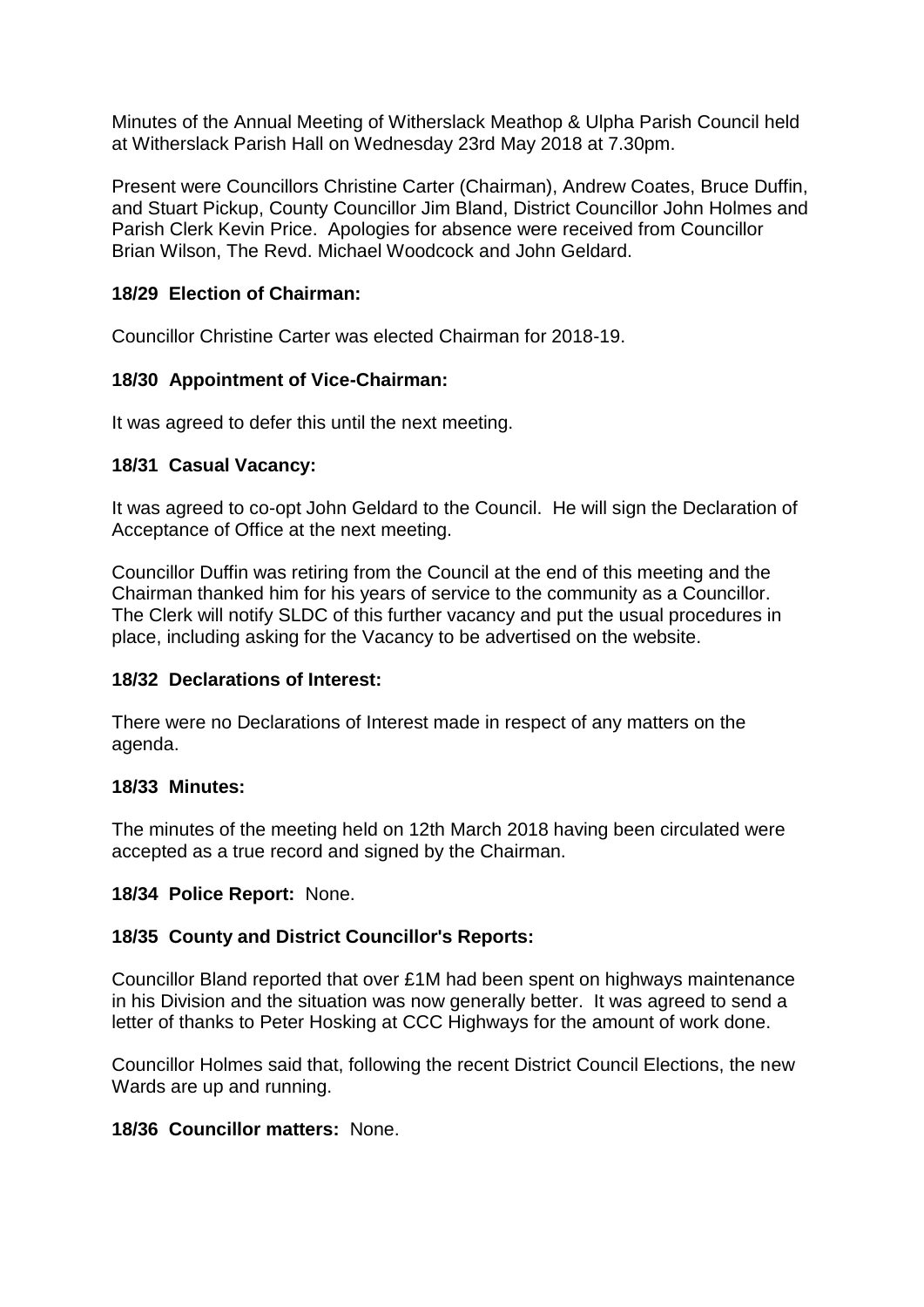Minutes of the Annual Meeting of Witherslack Meathop & Ulpha Parish Council held at Witherslack Parish Hall on Wednesday 23rd May 2018 at 7.30pm.

Present were Councillors Christine Carter (Chairman), Andrew Coates, Bruce Duffin, and Stuart Pickup, County Councillor Jim Bland, District Councillor John Holmes and Parish Clerk Kevin Price. Apologies for absence were received from Councillor Brian Wilson, The Revd. Michael Woodcock and John Geldard.

**18/29 Election of Chairman:**

Councillor Christine Carter was elected Chairman for 2018-19.

**18/30 Appointment of Vice-Chairman:**

It was agreed to defer this until the next meeting.

**18/31 Casual Vacancy:**

It was agreed to co-opt John Geldard to the Council. He will sign the Declaration of Acceptance of Office at the next meeting.

Councillor Duffin was retiring from the Council at the end of this meeting and the Chairman thanked him for his years of service to the community as a Councillor. The Clerk will notify SLDC of this further vacancy and put the usual procedures in place, including asking for the Vacancy to be advertised on the website.

**18/32 Declarations of Interest:**

There were no Declarations of Interest made in respect of any matters on the agenda.

**18/33 Minutes:**

The minutes of the meeting held on 12th March 2018 having been circulated were accepted as a true record and signed by the Chairman.

**18/34 Police Report:** None.

**18/35 County and District Councillor's Reports:**

Councillor Bland reported that over £1M had been spent on highways maintenance in his Division and the situation was now generally better. It was agreed to send a letter of thanks to Peter Hosking at CCC Highways for the amount of work done.

Councillor Holmes said that, following the recent District Council Elections, the new Wards are up and running.

**18/36 Councillor matters:** None.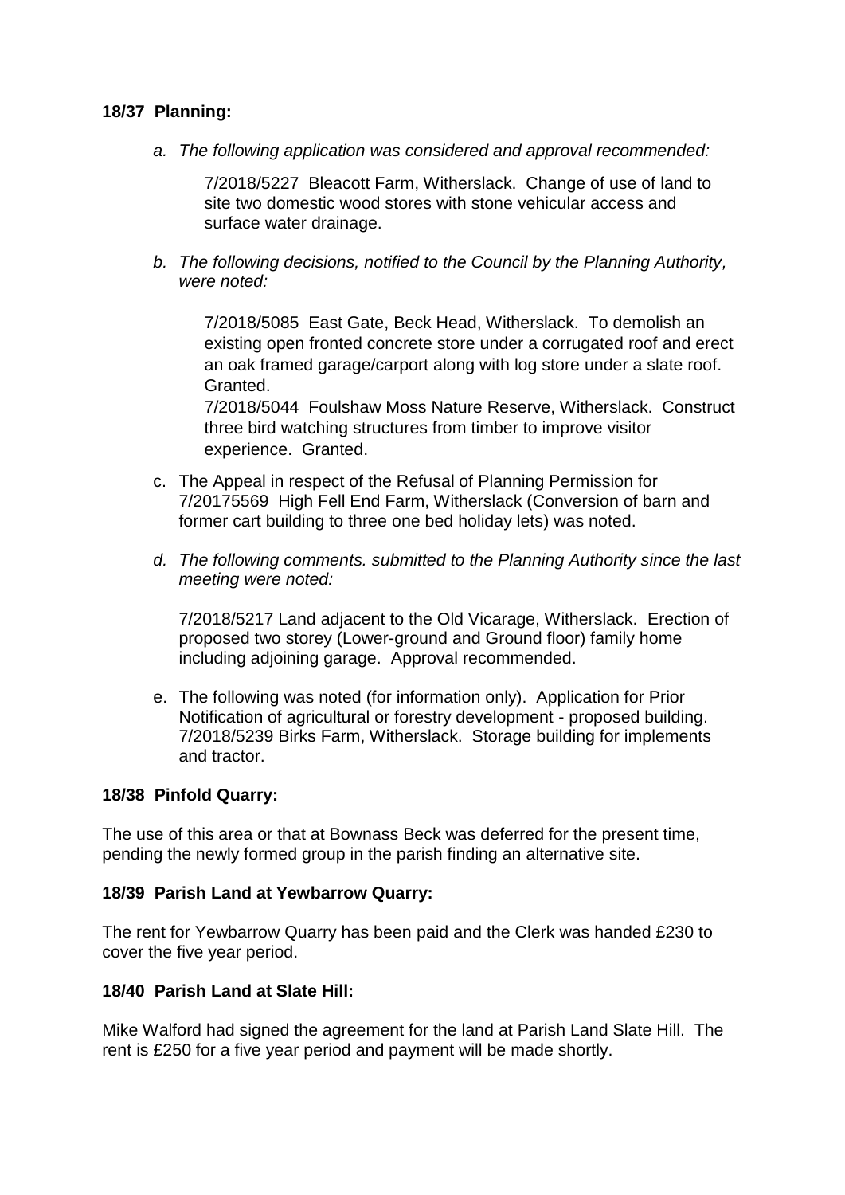**18/37 Planning:**

a. *The following application was considered and approval recommended:*

   7/2018/5227 Bleacott Farm, Witherslack. Change of use of land to site two domestic wood stores with stone vehicular access and surface water drainage.

b. *The following decisions, notified to the Council by the Planning Authority, were noted:*

   7/2018/5085 East Gate, Beck Head, Witherslack. To demolish an existing open fronted concrete store under a corrugated roof and erect an oak framed garage/carport along with log store under a slate roof. Granted.
   7/2018/5044 Foulshaw Moss Nature Reserve, Witherslack. Construct three bird watching structures from timber to improve visitor experience. Granted.

c. The Appeal in respect of the Refusal of Planning Permission for 7/20175569 High Fell End Farm, Witherslack (Conversion of barn and former cart building to three one bed holiday lets) was noted.

d. *The following comments. submitted to the Planning Authority since the last meeting were noted:*

   7/2018/5217 Land adjacent to the Old Vicarage, Witherslack. Erection of proposed two storey (Lower-ground and Ground floor) family home including adjoining garage. Approval recommended.

e. The following was noted (for information only). Application for Prior Notification of agricultural or forestry development - proposed building. 7/2018/5239 Birks Farm, Witherslack. Storage building for implements and tractor.

**18/38 Pinfold Quarry:**

The use of this area or that at Bownass Beck was deferred for the present time, pending the newly formed group in the parish finding an alternative site.

**18/39 Parish Land at Yewbarrow Quarry:**

The rent for Yewbarrow Quarry has been paid and the Clerk was handed £230 to cover the five year period.

**18/40 Parish Land at Slate Hill:**

Mike Walford had signed the agreement for the land at Parish Land Slate Hill. The rent is £250 for a five year period and payment will be made shortly.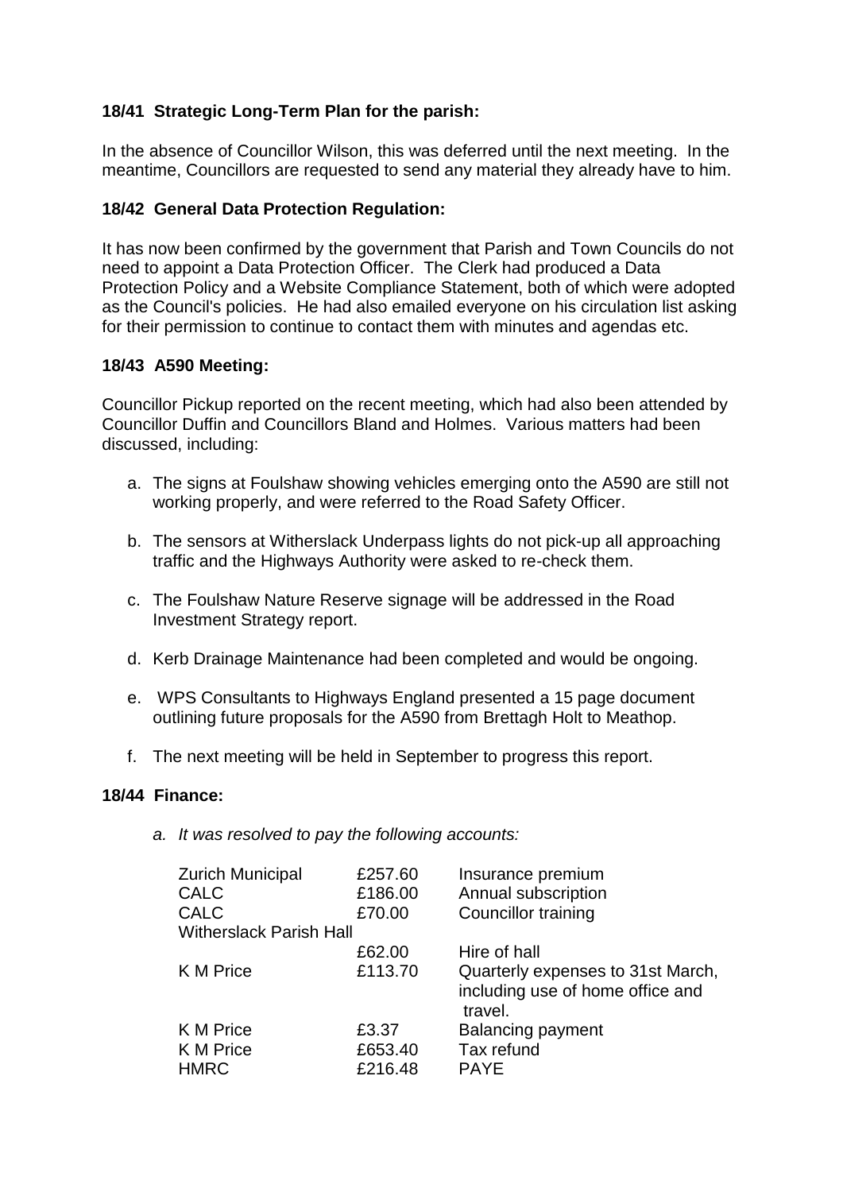### 18/41 Strategic Long-Term Plan for the parish:

In the absence of Councillor Wilson, this was deferred until the next meeting. In the meantime, Councillors are requested to send any material they already have to him.

### 18/42 General Data Protection Regulation:

It has now been confirmed by the government that Parish and Town Councils do not need to appoint a Data Protection Officer. The Clerk had produced a Data Protection Policy and a Website Compliance Statement, both of which were adopted as the Council's policies. He had also emailed everyone on his circulation list asking for their permission to continue to contact them with minutes and agendas etc.

### 18/43 A590 Meeting:

Councillor Pickup reported on the recent meeting, which had also been attended by Councillor Duffin and Councillors Bland and Holmes. Various matters had been discussed, including:

a. The signs at Foulshaw showing vehicles emerging onto the A590 are still not working properly, and were referred to the Road Safety Officer.

b. The sensors at Witherslack Underpass lights do not pick-up all approaching traffic and the Highways Authority were asked to re-check them.

c. The Foulshaw Nature Reserve signage will be addressed in the Road Investment Strategy report.

d. Kerb Drainage Maintenance had been completed and would be ongoing.

e. WPS Consultants to Highways England presented a 15 page document outlining future proposals for the A590 from Brettagh Holt to Meathop.

f. The next meeting will be held in September to progress this report.

### 18/44 Finance:

a. *It was resolved to pay the following accounts:*

| | | |
|---|---|---|
| Zurich Municipal | £257.60 | Insurance premium |
| CALC | £186.00 | Annual subscription |
| CALC | £70.00 | Councillor training |
| Witherslack Parish Hall | £62.00 | Hire of hall |
| K M Price | £113.70 | Quarterly expenses to 31st March, including use of home office and travel. |
| K M Price | £3.37 | Balancing payment |
| K M Price | £653.40 | Tax refund |
| HMRC | £216.48 | PAYE |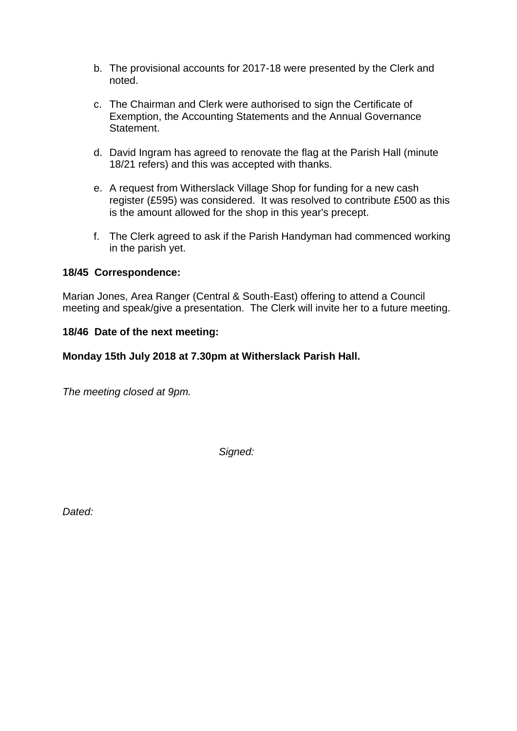b. The provisional accounts for 2017-18 were presented by the Clerk and noted.

c. The Chairman and Clerk were authorised to sign the Certificate of Exemption, the Accounting Statements and the Annual Governance Statement.

d. David Ingram has agreed to renovate the flag at the Parish Hall (minute 18/21 refers) and this was accepted with thanks.

e. A request from Witherslack Village Shop for funding for a new cash register (£595) was considered. It was resolved to contribute £500 as this is the amount allowed for the shop in this year's precept.

f. The Clerk agreed to ask if the Parish Handyman had commenced working in the parish yet.

**18/45 Correspondence:**

Marian Jones, Area Ranger (Central & South-East) offering to attend a Council meeting and speak/give a presentation. The Clerk will invite her to a future meeting.

**18/46 Date of the next meeting:**

**Monday 15th July 2018 at 7.30pm at Witherslack Parish Hall.**

*The meeting closed at 9pm.*

*Signed:*

*Dated:*